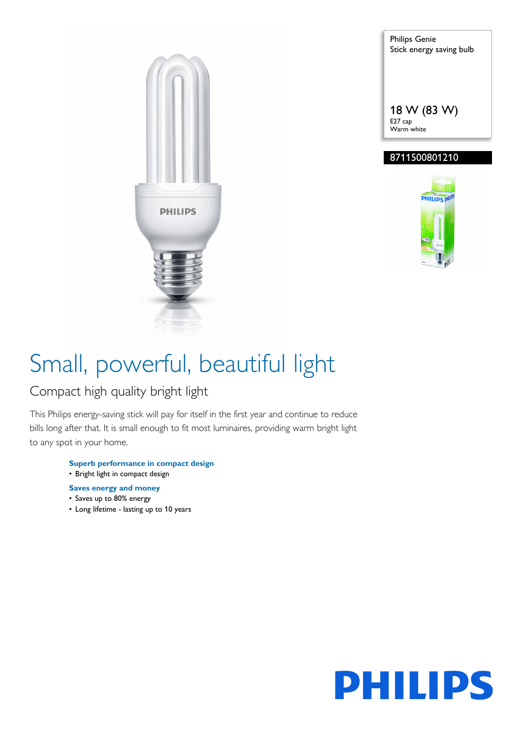Philips Genie
Stick energy saving bulb

18 W (83 W)
E27 cap
Warm white

8711500801210

# Small, powerful, beautiful light

## Compact high quality bright light

This Philips energy-saving stick will pay for itself in the first year and continue to reduce bills long after that. It is small enough to fit most luminaires, providing warm bright light to any spot in your home.

**Superb performance in compact design**
- Bright light in compact design

**Saves energy and money**
- Saves up to 80% energy
- Long lifetime - lasting up to 10 years

PHILIPS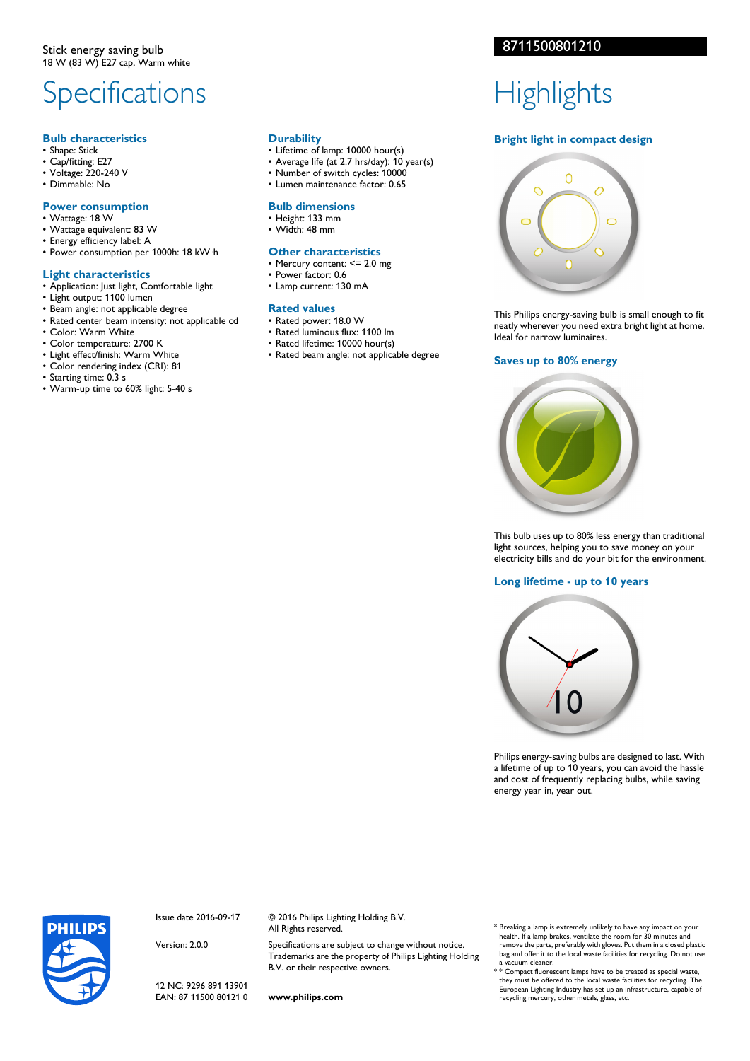Stick energy saving bulb
18 W (83 W) E27 cap, Warm white

8711500801210

# Specifications

### Bulb characteristics

- Shape: Stick
- Cap/fitting: E27
- Voltage: 220-240 V
- Dimmable: No

### Power consumption

- Wattage: 18 W
- Wattage equivalent: 83 W
- Energy efficiency label: A
- Power consumption per 1000h: 18 kW h

### Light characteristics

- Application: Just light, Comfortable light
- Light output: 1100 lumen
- Beam angle: not applicable degree
- Rated center beam intensity: not applicable cd
- Color: Warm White
- Color temperature: 2700 K
- Light effect/finish: Warm White
- Color rendering index (CRI): 81
- Starting time: 0.3 s
- Warm-up time to 60% light: 5-40 s

### Durability

- Lifetime of lamp: 10000 hour(s)
- Average life (at 2.7 hrs/day): 10 year(s)
- Number of switch cycles: 10000
- Lumen maintenance factor: 0.65

### Bulb dimensions

- Height: 133 mm
- Width: 48 mm

### Other characteristics

- Mercury content: <= 2.0 mg
- Power factor: 0.6
- Lamp current: 130 mA

### Rated values

- Rated power: 18.0 W
- Rated luminous flux: 1100 lm
- Rated lifetime: 10000 hour(s)
- Rated beam angle: not applicable degree

# Highlights

### Bright light in compact design

This Philips energy-saving bulb is small enough to fit neatly wherever you need extra bright light at home. Ideal for narrow luminaires.

### Saves up to 80% energy

This bulb uses up to 80% less energy than traditional light sources, helping you to save money on your electricity bills and do your bit for the environment.

### Long lifetime - up to 10 years

Philips energy-saving bulbs are designed to last. With a lifetime of up to 10 years, you can avoid the hassle and cost of frequently replacing bulbs, while saving energy year in, year out.

Issue date 2016-09-17

Version: 2.0.0

12 NC: 9296 891 13901
EAN: 87 11500 80121 0

© 2016 Philips Lighting Holding B.V.
All Rights reserved.

Specifications are subject to change without notice. Trademarks are the property of Philips Lighting Holding B.V. or their respective owners.

**www.philips.com**

\* Breaking a lamp is extremely unlikely to have any impact on your health. If a lamp brakes, ventilate the room for 30 minutes and remove the parts, preferably with gloves. Put them in a closed plastic bag and offer it to the local waste facilities for recycling. Do not use a vacuum cleaner.

\* \* Compact fluorescent lamps have to be treated as special waste, they must be offered to the local waste facilities for recycling. The European Lighting Industry has set up an infrastructure, capable of recycling mercury, other metals, glass, etc.